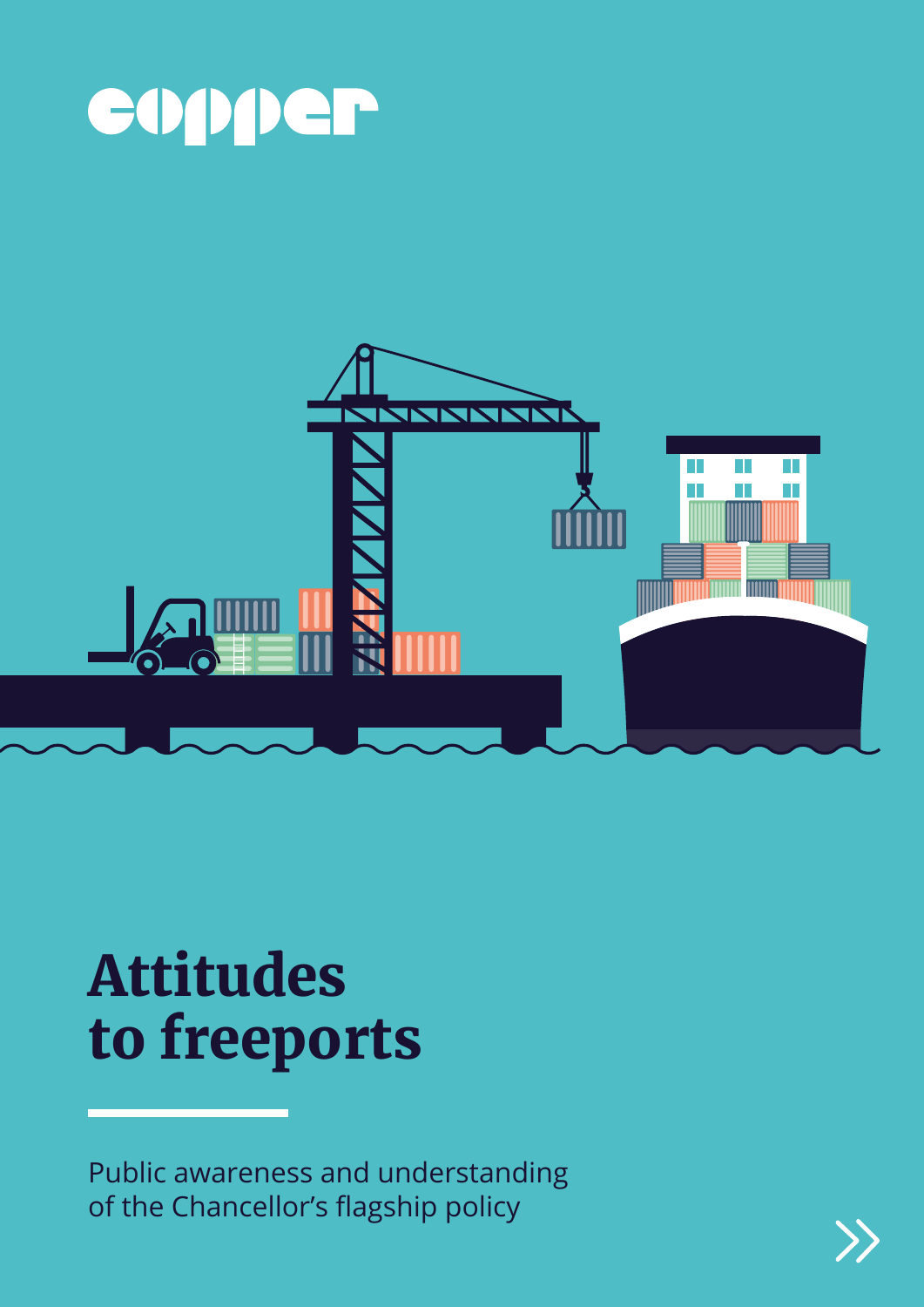copper

# Attitudes to freeports

Public awareness and understanding of the Chancellor's flagship policy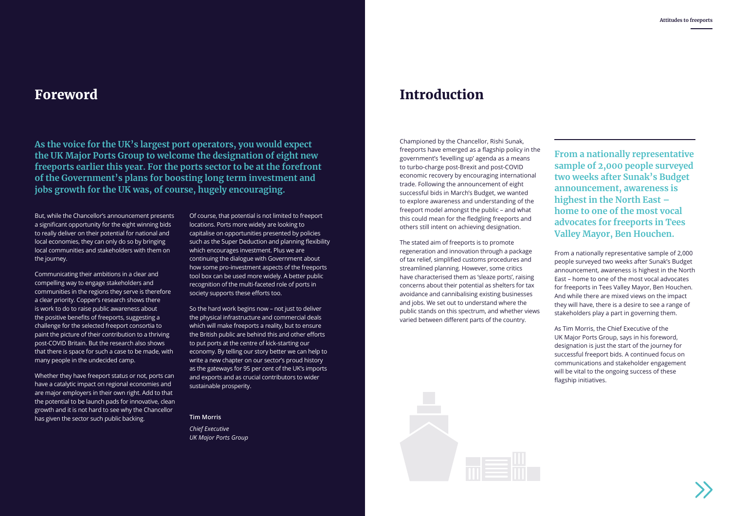# Foreword

**As the voice for the UK's largest port operators, you would expect the UK Major Ports Group to welcome the designation of eight new freeports earlier this year. For the ports sector to be at the forefront of the Government's plans for boosting long term investment and jobs growth for the UK was, of course, hugely encouraging.**

But, while the Chancellor's announcement presents a significant opportunity for the eight winning bids to really deliver on their potential for national and local economies, they can only do so by bringing local communities and stakeholders with them on the journey.

Communicating their ambitions in a clear and compelling way to engage stakeholders and communities in the regions they serve is therefore a clear priority. Copper's research shows there is work to do to raise public awareness about the positive benefits of freeports, suggesting a challenge for the selected freeport consortia to paint the picture of their contribution to a thriving post-COVID Britain. But the research also shows that there is space for such a case to be made, with many people in the undecided camp.

Whether they have freeport status or not, ports can have a catalytic impact on regional economies and are major employers in their own right. Add to that the potential to be launch pads for innovative, clean growth and it is not hard to see why the Chancellor has given the sector such public backing.

Of course, that potential is not limited to freeport locations. Ports more widely are looking to capitalise on opportunities presented by policies such as the Super Deduction and planning flexibility which encourages investment. Plus we are continuing the dialogue with Government about how some pro-investment aspects of the freeports tool box can be used more widely. A better public recognition of the multi-faceted role of ports in society supports these efforts too.

So the hard work begins now – not just to deliver the physical infrastructure and commercial deals which will make freeports a reality, but to ensure the British public are behind this and other efforts to put ports at the centre of kick-starting our economy. By telling our story better we can help to write a new chapter on our sector's proud history as the gateways for 95 per cent of the UK's imports and exports and as crucial contributors to wider sustainable prosperity.

**Tim Morris**

*Chief Executive*
*UK Major Ports Group*

# Introduction

Championed by the Chancellor, Rishi Sunak, freeports have emerged as a flagship policy in the government's 'levelling up' agenda as a means to turbo-charge post-Brexit and post-COVID economic recovery by encouraging international trade. Following the announcement of eight successful bids in March's Budget, we wanted to explore awareness and understanding of the freeport model amongst the public – and what this could mean for the fledgling freeports and others still intent on achieving designation.

The stated aim of freeports is to promote regeneration and innovation through a package of tax relief, simplified customs procedures and streamlined planning. However, some critics have characterised them as 'sleaze ports', raising concerns about their potential as shelters for tax avoidance and cannibalising existing businesses and jobs. We set out to understand where the public stands on this spectrum, and whether views varied between different parts of the country.

**From a nationally representative sample of 2,000 people surveyed two weeks after Sunak's Budget announcement, awareness is highest in the North East – home to one of the most vocal advocates for freeports in Tees Valley Mayor, Ben Houchen.**

From a nationally representative sample of 2,000 people surveyed two weeks after Sunak's Budget announcement, awareness is highest in the North East – home to one of the most vocal advocates for freeports in Tees Valley Mayor, Ben Houchen. And while there are mixed views on the impact they will have, there is a desire to see a range of stakeholders play a part in governing them.

As Tim Morris, the Chief Executive of the UK Major Ports Group, says in his foreword, designation is just the start of the journey for successful freeport bids. A continued focus on communications and stakeholder engagement will be vital to the ongoing success of these flagship initiatives.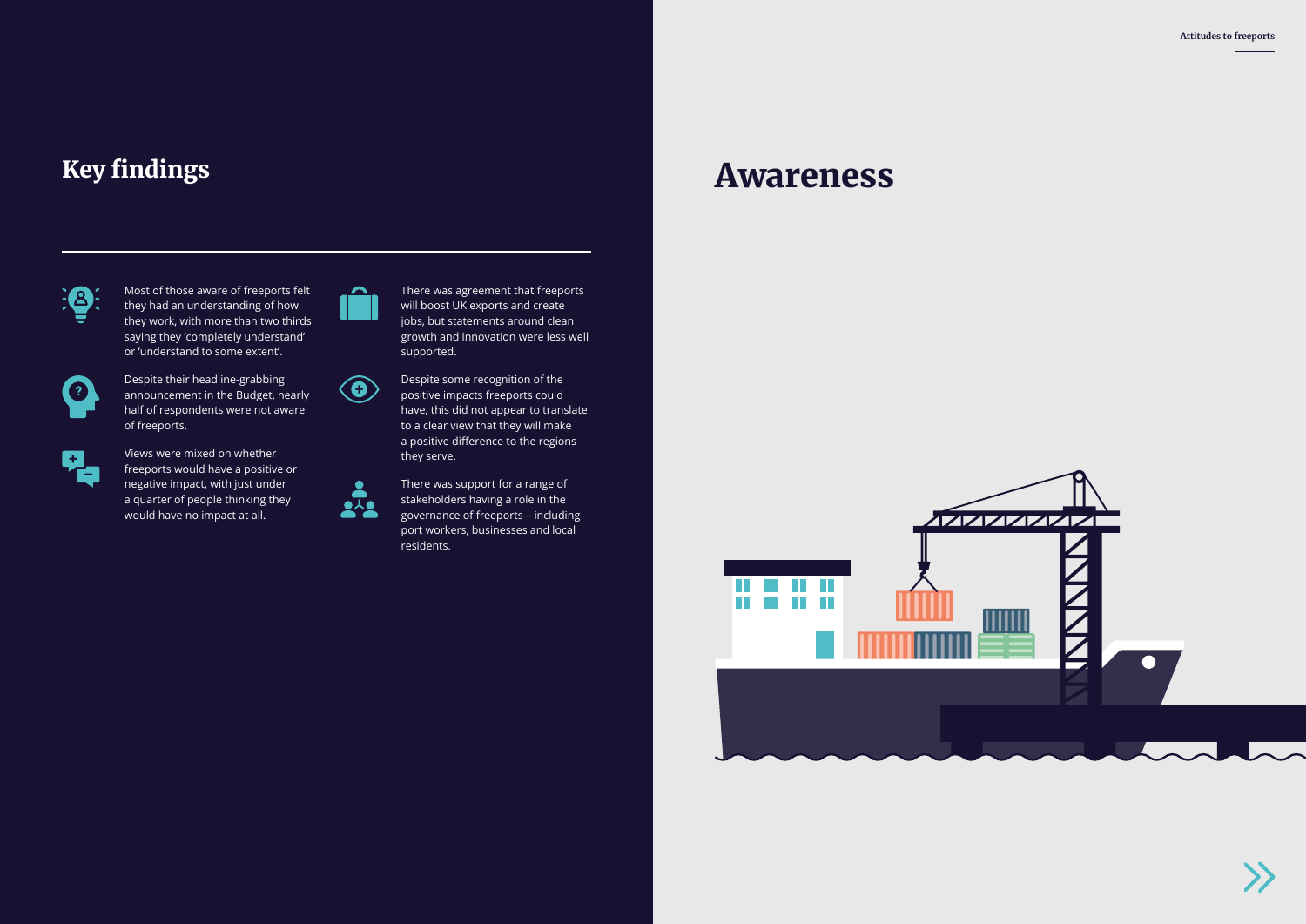## Key findings

- Most of those aware of freeports felt they had an understanding of how they work, with more than two thirds saying they 'completely understand' or 'understand to some extent'.
- Despite their headline-grabbing announcement in the Budget, nearly half of respondents were not aware of freeports.
- Views were mixed on whether freeports would have a positive or negative impact, with just under a quarter of people thinking they would have no impact at all.
- There was agreement that freeports will boost UK exports and create jobs, but statements around clean growth and innovation were less well supported.
- Despite some recognition of the positive impacts freeports could have, this did not appear to translate to a clear view that they will make a positive difference to the regions they serve.
- There was support for a range of stakeholders having a role in the governance of freeports – including port workers, businesses and local residents.

# Awareness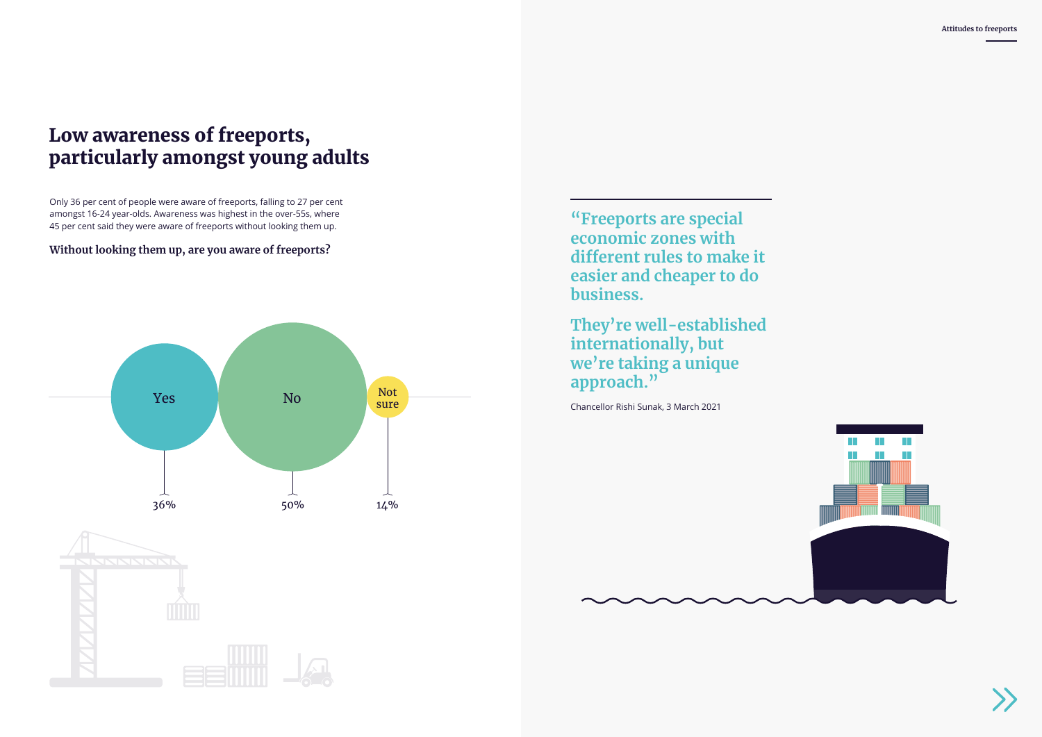## Low awareness of freeports, particularly amongst young adults

Only 36 per cent of people were aware of freeports, falling to 27 per cent amongst 16-24 year-olds. Awareness was highest in the over-55s, where 45 per cent said they were aware of freeports without looking them up.

**Without looking them up, are you aware of freeports?**

| Response | Percentage |
|---|---|
| Yes | 36% |
| No | 50% |
| Not sure | 14% |

**"Freeports are special economic zones with different rules to make it easier and cheaper to do business.**

**They're well-established internationally, but we're taking a unique approach."**

Chancellor Rishi Sunak, 3 March 2021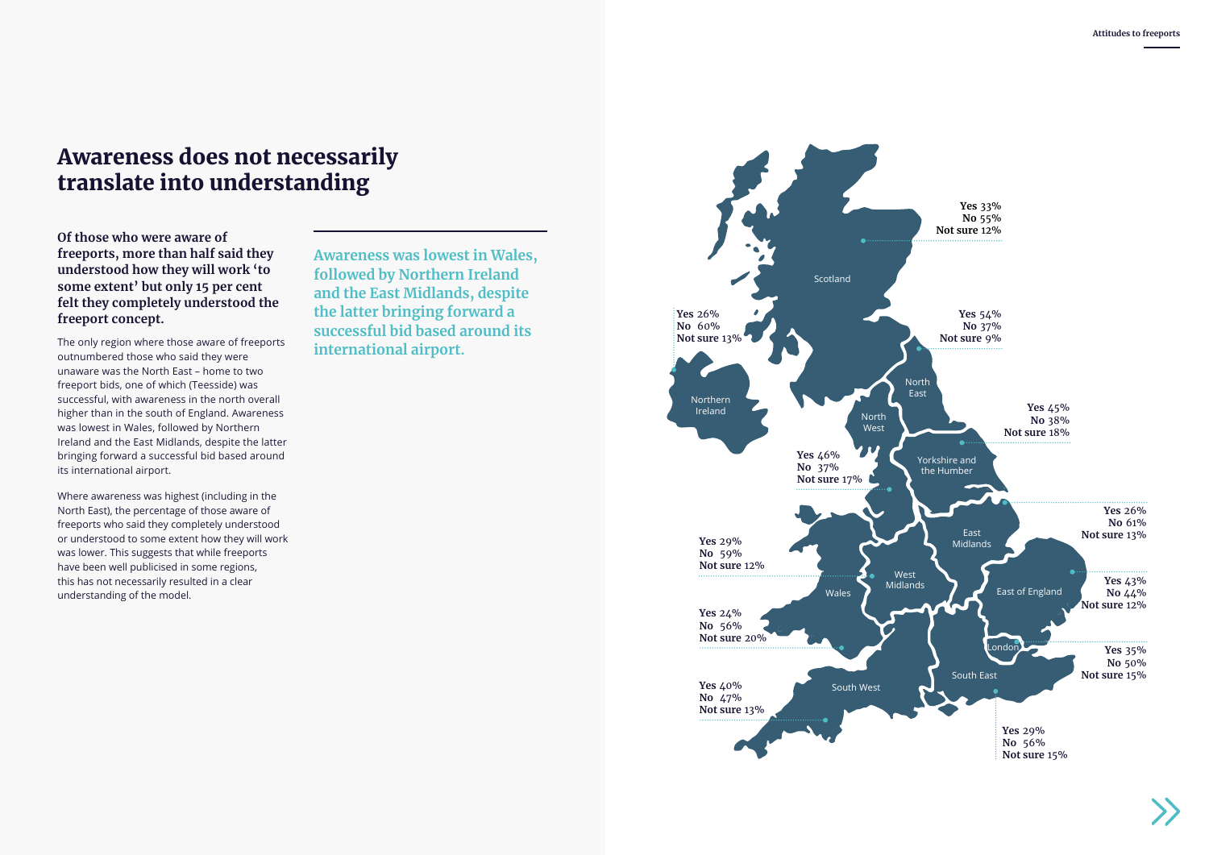# Awareness does not necessarily translate into understanding

**Of those who were aware of freeports, more than half said they understood how they will work 'to some extent' but only 15 per cent felt they completely understood the freeport concept.**

The only region where those aware of freeports outnumbered those who said they were unaware was the North East – home to two freeport bids, one of which (Teesside) was successful, with awareness in the north overall higher than in the south of England. Awareness was lowest in Wales, followed by Northern Ireland and the East Midlands, despite the latter bringing forward a successful bid based around its international airport.

Where awareness was highest (including in the North East), the percentage of those aware of freeports who said they completely understood or understood to some extent how they will work was lower. This suggests that while freeports have been well publicised in some regions, this has not necessarily resulted in a clear understanding of the model.

**Awareness was lowest in Wales, followed by Northern Ireland and the East Midlands, despite the latter bringing forward a successful bid based around its international airport.**

| Region | Yes | No | Not sure |
| --- | --- | --- | --- |
| Scotland | 33% | 55% | 12% |
| Northern Ireland | 26% | 60% | 13% |
| North East | 54% | 37% | 9% |
| North West | 46% | 37% | 17% |
| Yorkshire and the Humber | 45% | 38% | 18% |
| East Midlands | 26% | 61% | 13% |
| West Midlands | 29% | 59% | 12% |
| Wales | 24% | 56% | 20% |
| East of England | 43% | 44% | 12% |
| London | 35% | 50% | 15% |
| South East | 29% | 56% | 15% |
| South West | 40% | 47% | 13% |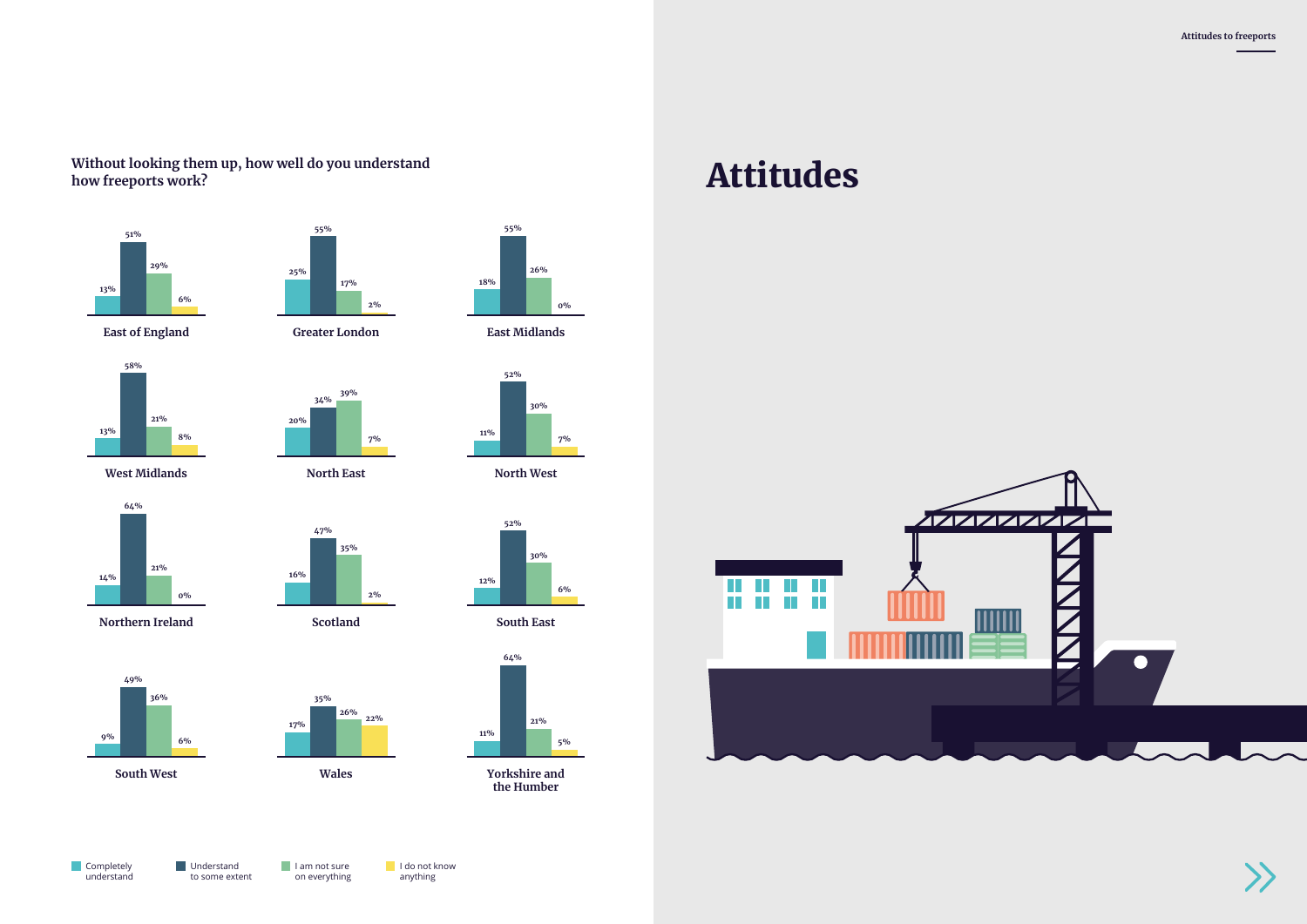# Attitudes

**Without looking them up, how well do you understand how freeports work?**

| Region | Completely understand | Understand to some extent | I am not sure on everything | I do not know anything |
|---|---|---|---|---|
| East of England | 13% | 51% | 29% | 6% |
| Greater London | 25% | 55% | 17% | 2% |
| East Midlands | 18% | 55% | 26% | 0% |
| West Midlands | 13% | 58% | 21% | 8% |
| North East | 20% | 34% | 39% | 7% |
| North West | 11% | 52% | 30% | 7% |
| Northern Ireland | 14% | 64% | 21% | 0% |
| Scotland | 16% | 47% | 35% | 2% |
| South East | 12% | 52% | 30% | 6% |
| South West | 9% | 49% | 36% | 6% |
| Wales | 17% | 35% | 26% | 22% |
| Yorkshire and the Humber | 11% | 64% | 21% | 5% |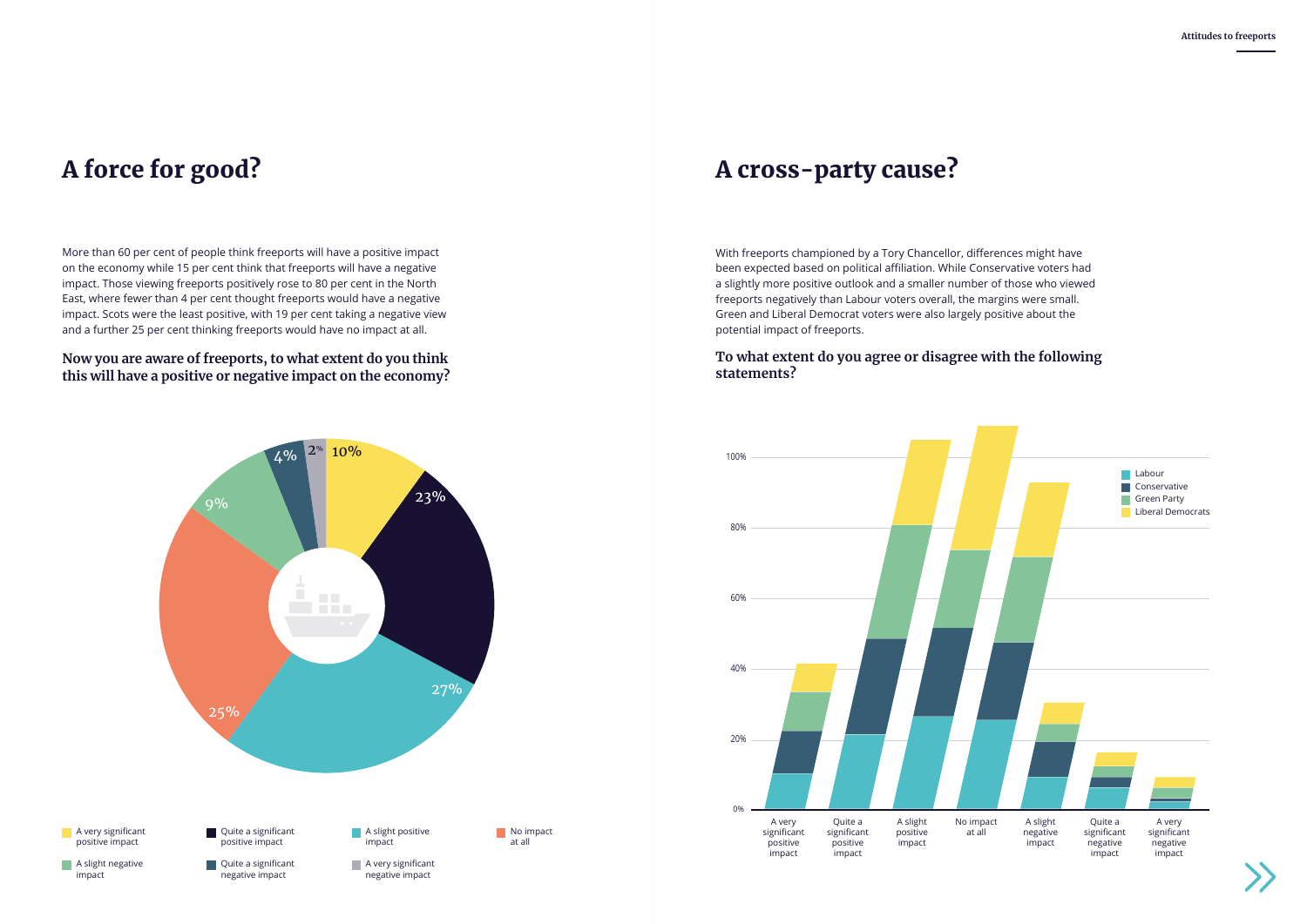# A force for good?

More than 60 per cent of people think freeports will have a positive impact on the economy while 15 per cent think that freeports will have a negative impact. Those viewing freeports positively rose to 80 per cent in the North East, where fewer than 4 per cent thought freeports would have a negative impact. Scots were the least positive, with 19 per cent taking a negative view and a further 25 per cent thinking freeports would have no impact at all.

**Now you are aware of freeports, to what extent do you think this will have a positive or negative impact on the economy?**

| Response | % |
|---|---|
| A very significant positive impact | 10% |
| Quite a significant positive impact | 23% |
| A slight positive impact | 27% |
| No impact at all | 25% |
| A slight negative impact | 9% |
| Quite a significant negative impact | 4% |
| A very significant negative impact | 2% |

# A cross-party cause?

With freeports championed by a Tory Chancellor, differences might have been expected based on political affiliation. While Conservative voters had a slightly more positive outlook and a smaller number of those who viewed freeports negatively than Labour voters overall, the margins were small. Green and Liberal Democrat voters were also largely positive about the potential impact of freeports.

**To what extent do you agree or disagree with the following statements?**

Legend: Labour, Conservative, Green Party, Liberal Democrats

Categories: A very significant positive impact; Quite a significant positive impact; A slight positive impact; No impact at all; A slight negative impact; Quite a significant negative impact; A very significant negative impact

Axis: 0%, 20%, 40%, 60%, 80%, 100%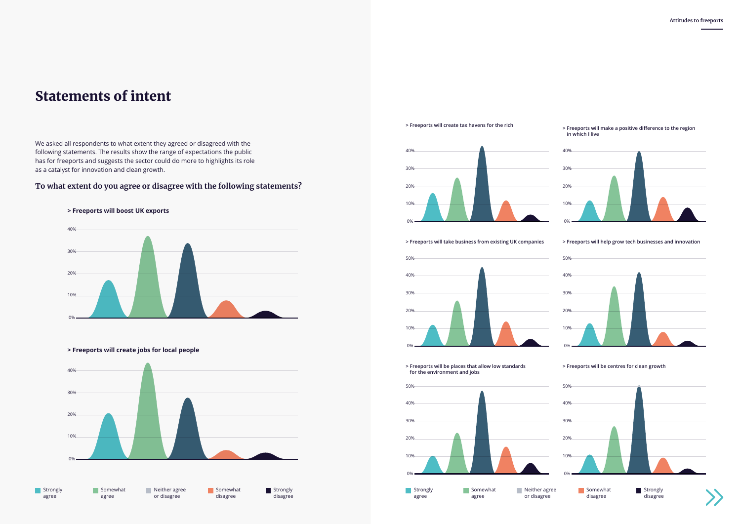# Statements of intent

We asked all respondents to what extent they agreed or disagreed with the following statements. The results show the range of expectations the public has for freeports and suggests the sector could do more to highlights its role as a catalyst for innovation and clean growth.

## To what extent do you agree or disagree with the following statements?

**> Freeports will boost UK exports**

**> Freeports will create jobs for local people**

> Freeports will create tax havens for the rich

> Freeports will make a positive difference to the region in which I live

> Freeports will take business from existing UK companies

> Freeports will help grow tech businesses and innovation

> Freeports will be places that allow low standards for the environment and jobs

> Freeports will be centres for clean growth

Strongly agree | Somewhat agree | Neither agree or disagree | Somewhat disagree | Strongly disagree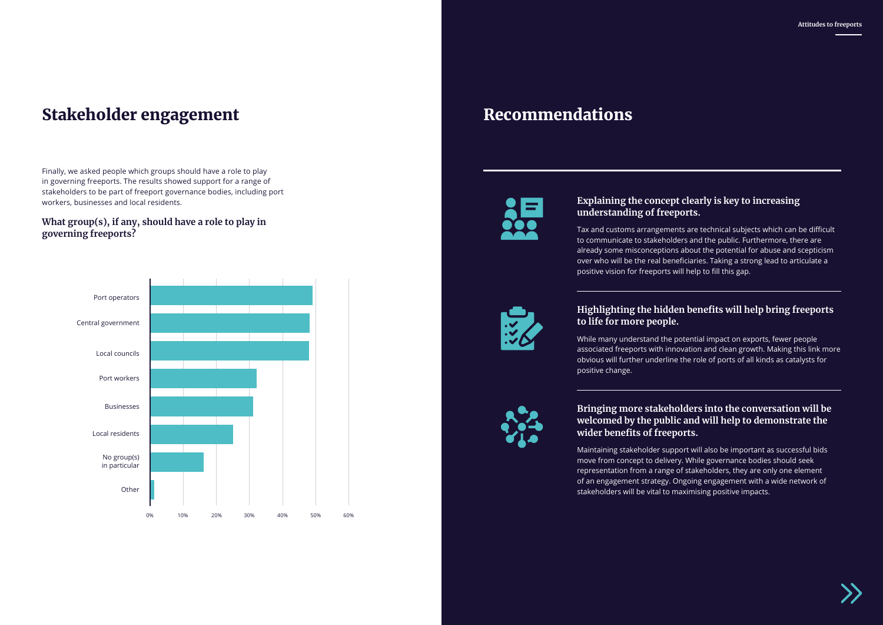## Stakeholder engagement

Finally, we asked people which groups should have a role to play in governing freeports. The results showed support for a range of stakeholders to be part of freeport governance bodies, including port workers, businesses and local residents.

### What group(s), if any, should have a role to play in governing freeports?

| Group | Approximate share |
|---|---|
| Port operators | ~49% |
| Central government | ~48% |
| Local councils | ~48% |
| Port workers | ~32% |
| Businesses | ~31% |
| Local residents | ~25% |
| No group(s) in particular | ~16% |
| Other | ~1% |

## Recommendations

### Explaining the concept clearly is key to increasing understanding of freeports.

Tax and customs arrangements are technical subjects which can be difficult to communicate to stakeholders and the public. Furthermore, there are already some misconceptions about the potential for abuse and scepticism over who will be the real beneficiaries. Taking a strong lead to articulate a positive vision for freeports will help to fill this gap.

### Highlighting the hidden benefits will help bring freeports to life for more people.

While many understand the potential impact on exports, fewer people associated freeports with innovation and clean growth. Making this link more obvious will further underline the role of ports of all kinds as catalysts for positive change.

### Bringing more stakeholders into the conversation will be welcomed by the public and will help to demonstrate the wider benefits of freeports.

Maintaining stakeholder support will also be important as successful bids move from concept to delivery. While governance bodies should seek representation from a range of stakeholders, they are only one element of an engagement strategy. Ongoing engagement with a wide network of stakeholders will be vital to maximising positive impacts.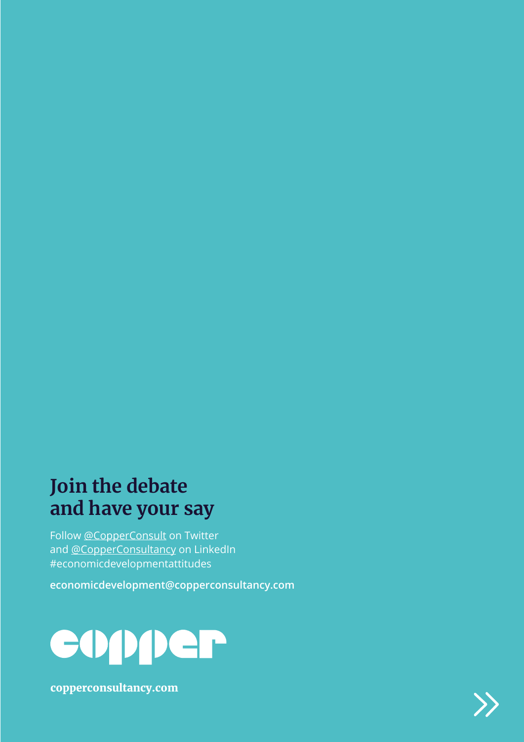## Join the debate and have your say

Follow @CopperConsult on Twitter
and @CopperConsultancy on LinkedIn
#economicdevelopmentattitudes

**economicdevelopment@copperconsultancy.com**

copper

**copperconsultancy.com**